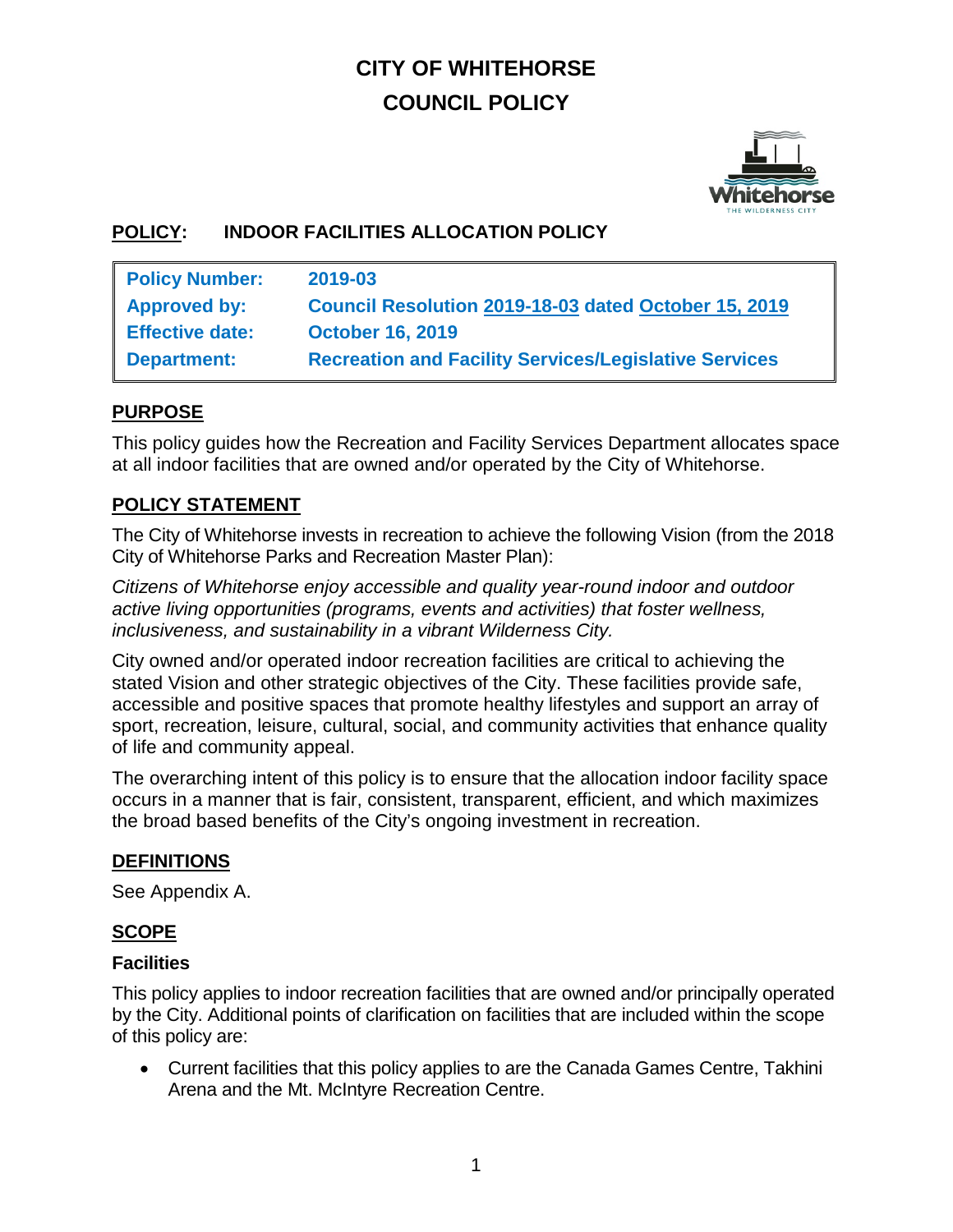# CITY OF WHITEHORSE
# COUNCIL POLICY

**POLICY: INDOOR FACILITIES ALLOCATION POLICY**

| | |
|---|---|
| **Policy Number:** | **2019-03** |
| **Approved by:** | **Council Resolution 2019-18-03 dated October 15, 2019** |
| **Effective date:** | **October 16, 2019** |
| **Department:** | **Recreation and Facility Services/Legislative Services** |

## PURPOSE

This policy guides how the Recreation and Facility Services Department allocates space at all indoor facilities that are owned and/or operated by the City of Whitehorse.

## POLICY STATEMENT

The City of Whitehorse invests in recreation to achieve the following Vision (from the 2018 City of Whitehorse Parks and Recreation Master Plan):

*Citizens of Whitehorse enjoy accessible and quality year-round indoor and outdoor active living opportunities (programs, events and activities) that foster wellness, inclusiveness, and sustainability in a vibrant Wilderness City.*

City owned and/or operated indoor recreation facilities are critical to achieving the stated Vision and other strategic objectives of the City. These facilities provide safe, accessible and positive spaces that promote healthy lifestyles and support an array of sport, recreation, leisure, cultural, social, and community activities that enhance quality of life and community appeal.

The overarching intent of this policy is to ensure that the allocation indoor facility space occurs in a manner that is fair, consistent, transparent, efficient, and which maximizes the broad based benefits of the City's ongoing investment in recreation.

## DEFINITIONS

See Appendix A.

## SCOPE

### Facilities

This policy applies to indoor recreation facilities that are owned and/or principally operated by the City. Additional points of clarification on facilities that are included within the scope of this policy are:

- Current facilities that this policy applies to are the Canada Games Centre, Takhini Arena and the Mt. McIntyre Recreation Centre.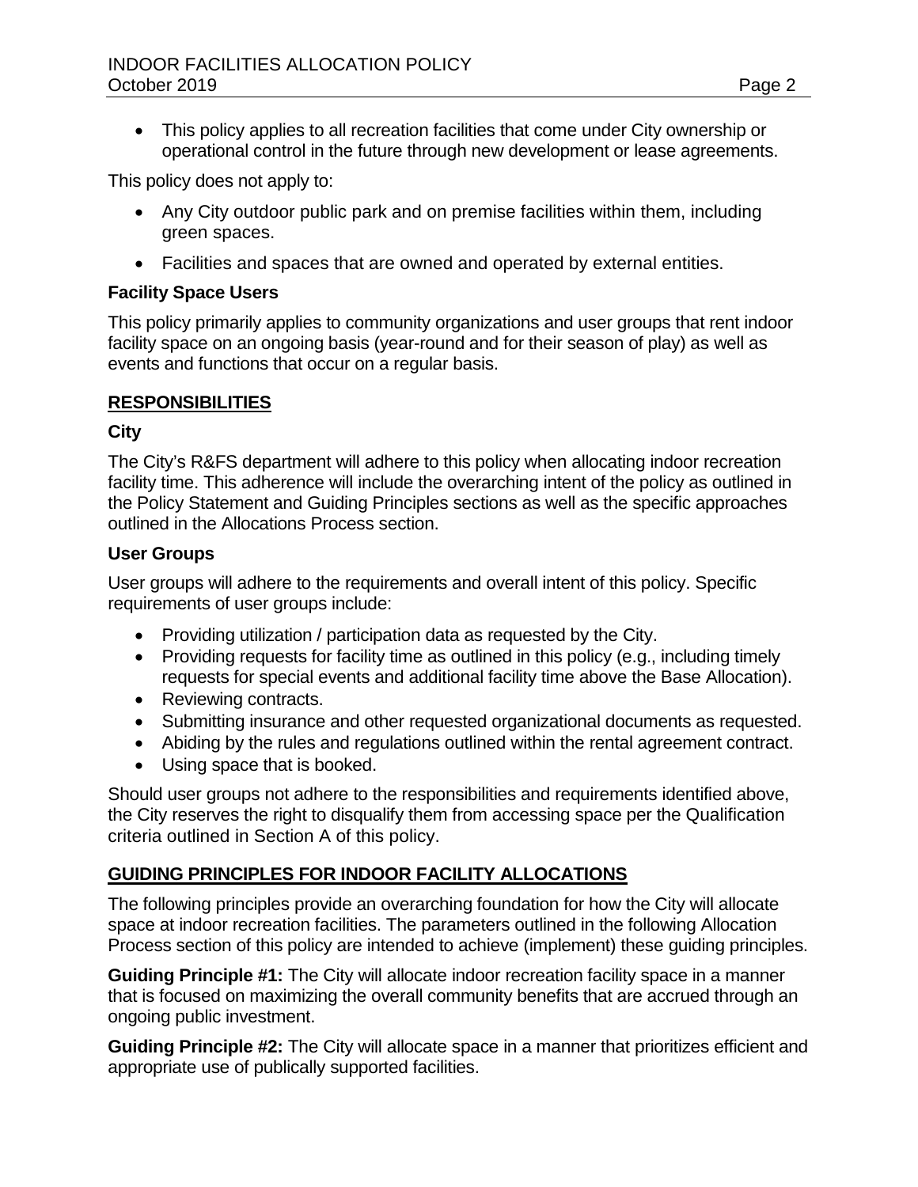- This policy applies to all recreation facilities that come under City ownership or operational control in the future through new development or lease agreements.

This policy does not apply to:

- Any City outdoor public park and on premise facilities within them, including green spaces.
- Facilities and spaces that are owned and operated by external entities.

### Facility Space Users

This policy primarily applies to community organizations and user groups that rent indoor facility space on an ongoing basis (year-round and for their season of play) as well as events and functions that occur on a regular basis.

## RESPONSIBILITIES

### City

The City's R&FS department will adhere to this policy when allocating indoor recreation facility time. This adherence will include the overarching intent of the policy as outlined in the Policy Statement and Guiding Principles sections as well as the specific approaches outlined in the Allocations Process section.

### User Groups

User groups will adhere to the requirements and overall intent of this policy. Specific requirements of user groups include:

- Providing utilization / participation data as requested by the City.
- Providing requests for facility time as outlined in this policy (e.g., including timely requests for special events and additional facility time above the Base Allocation).
- Reviewing contracts.
- Submitting insurance and other requested organizational documents as requested.
- Abiding by the rules and regulations outlined within the rental agreement contract.
- Using space that is booked.

Should user groups not adhere to the responsibilities and requirements identified above, the City reserves the right to disqualify them from accessing space per the Qualification criteria outlined in Section A of this policy.

## GUIDING PRINCIPLES FOR INDOOR FACILITY ALLOCATIONS

The following principles provide an overarching foundation for how the City will allocate space at indoor recreation facilities. The parameters outlined in the following Allocation Process section of this policy are intended to achieve (implement) these guiding principles.

**Guiding Principle #1:** The City will allocate indoor recreation facility space in a manner that is focused on maximizing the overall community benefits that are accrued through an ongoing public investment.

**Guiding Principle #2:** The City will allocate space in a manner that prioritizes efficient and appropriate use of publically supported facilities.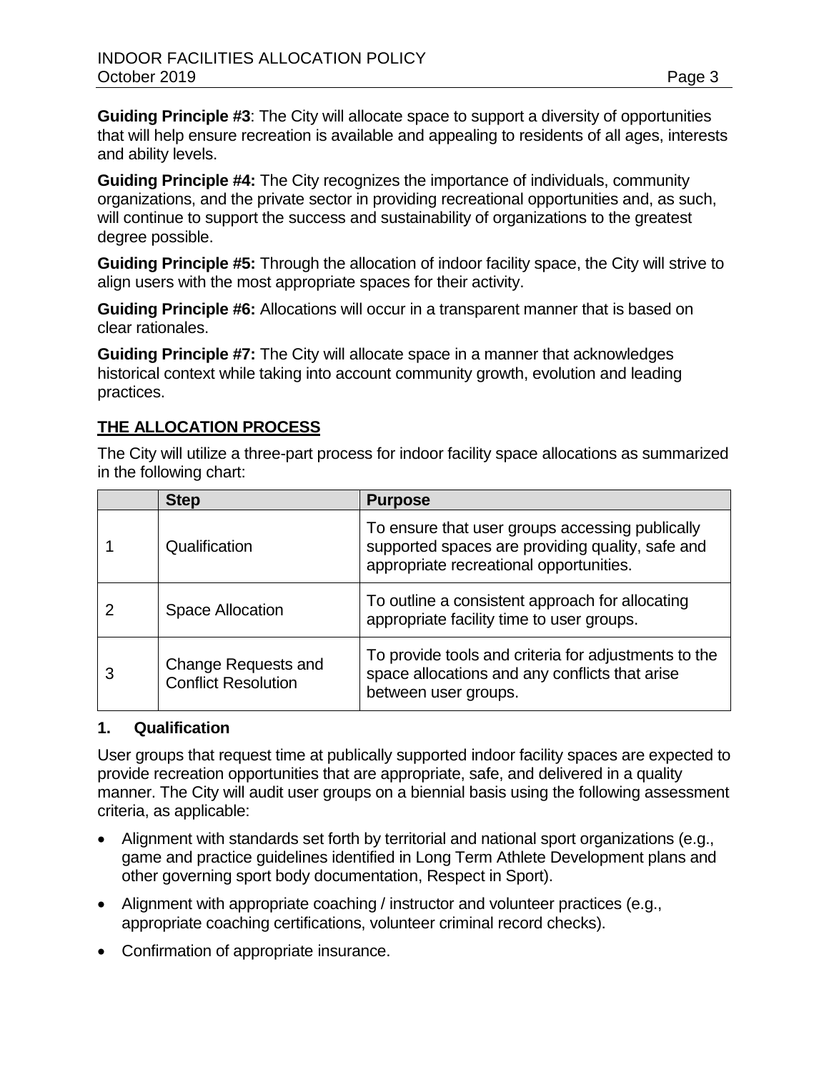**Guiding Principle #3**: The City will allocate space to support a diversity of opportunities that will help ensure recreation is available and appealing to residents of all ages, interests and ability levels.

**Guiding Principle #4:** The City recognizes the importance of individuals, community organizations, and the private sector in providing recreational opportunities and, as such, will continue to support the success and sustainability of organizations to the greatest degree possible.

**Guiding Principle #5:** Through the allocation of indoor facility space, the City will strive to align users with the most appropriate spaces for their activity.

**Guiding Principle #6:** Allocations will occur in a transparent manner that is based on clear rationales.

**Guiding Principle #7:** The City will allocate space in a manner that acknowledges historical context while taking into account community growth, evolution and leading practices.

## THE ALLOCATION PROCESS

The City will utilize a three-part process for indoor facility space allocations as summarized in the following chart:

| | Step | Purpose |
|---|---|---|
| 1 | Qualification | To ensure that user groups accessing publically supported spaces are providing quality, safe and appropriate recreational opportunities. |
| 2 | Space Allocation | To outline a consistent approach for allocating appropriate facility time to user groups. |
| 3 | Change Requests and Conflict Resolution | To provide tools and criteria for adjustments to the space allocations and any conflicts that arise between user groups. |

### 1. Qualification

User groups that request time at publically supported indoor facility spaces are expected to provide recreation opportunities that are appropriate, safe, and delivered in a quality manner. The City will audit user groups on a biennial basis using the following assessment criteria, as applicable:

- Alignment with standards set forth by territorial and national sport organizations (e.g., game and practice guidelines identified in Long Term Athlete Development plans and other governing sport body documentation, Respect in Sport).
- Alignment with appropriate coaching / instructor and volunteer practices (e.g., appropriate coaching certifications, volunteer criminal record checks).
- Confirmation of appropriate insurance.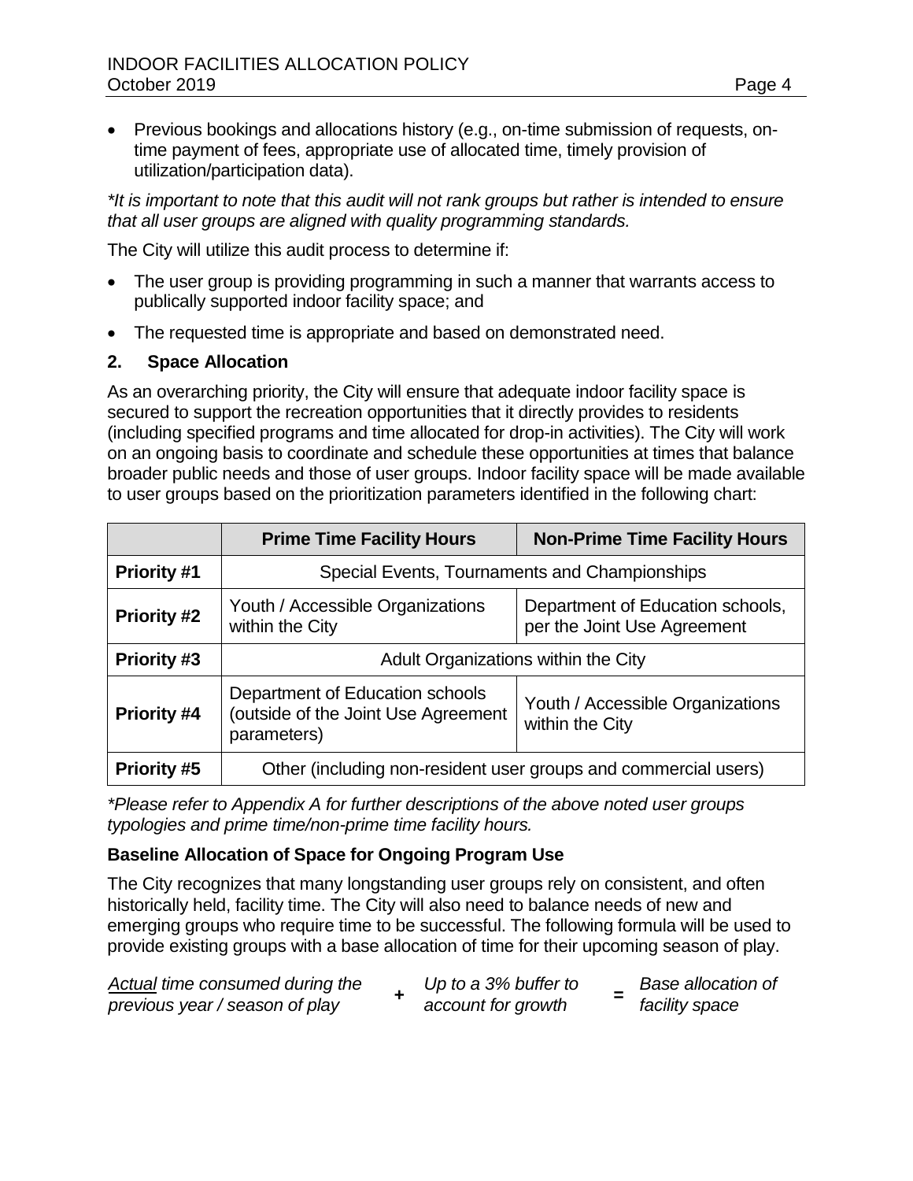- Previous bookings and allocations history (e.g., on-time submission of requests, on-time payment of fees, appropriate use of allocated time, timely provision of utilization/participation data).

*\*It is important to note that this audit will not rank groups but rather is intended to ensure that all user groups are aligned with quality programming standards.*

The City will utilize this audit process to determine if:

- The user group is providing programming in such a manner that warrants access to publically supported indoor facility space; and
- The requested time is appropriate and based on demonstrated need.

## 2. Space Allocation

As an overarching priority, the City will ensure that adequate indoor facility space is secured to support the recreation opportunities that it directly provides to residents (including specified programs and time allocated for drop-in activities). The City will work on an ongoing basis to coordinate and schedule these opportunities at times that balance broader public needs and those of user groups. Indoor facility space will be made available to user groups based on the prioritization parameters identified in the following chart:

| | Prime Time Facility Hours | Non-Prime Time Facility Hours |
|---|---|---|
| **Priority #1** | Special Events, Tournaments and Championships | |
| **Priority #2** | Youth / Accessible Organizations within the City | Department of Education schools, per the Joint Use Agreement |
| **Priority #3** | Adult Organizations within the City | |
| **Priority #4** | Department of Education schools (outside of the Joint Use Agreement parameters) | Youth / Accessible Organizations within the City |
| **Priority #5** | Other (including non-resident user groups and commercial users) | |

*\*Please refer to Appendix A for further descriptions of the above noted user groups typologies and prime time/non-prime time facility hours.*

### Baseline Allocation of Space for Ongoing Program Use

The City recognizes that many longstanding user groups rely on consistent, and often historically held, facility time. The City will also need to balance needs of new and emerging groups who require time to be successful. The following formula will be used to provide existing groups with a base allocation of time for their upcoming season of play.

*Actual time consumed during the previous year / season of play* **+** *Up to a 3% buffer to account for growth* **=** *Base allocation of facility space*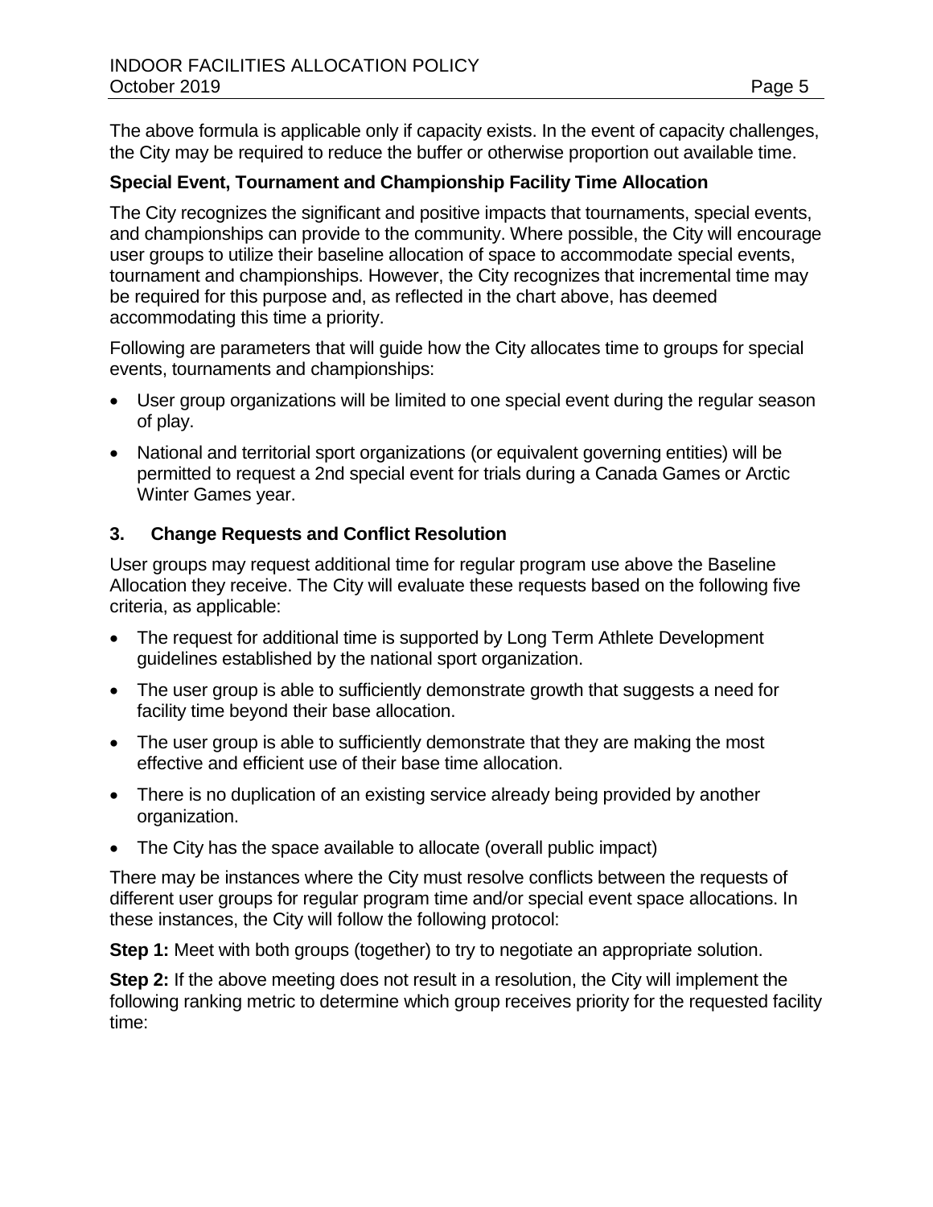The above formula is applicable only if capacity exists. In the event of capacity challenges, the City may be required to reduce the buffer or otherwise proportion out available time.

**Special Event, Tournament and Championship Facility Time Allocation**

The City recognizes the significant and positive impacts that tournaments, special events, and championships can provide to the community. Where possible, the City will encourage user groups to utilize their baseline allocation of space to accommodate special events, tournament and championships. However, the City recognizes that incremental time may be required for this purpose and, as reflected in the chart above, has deemed accommodating this time a priority.

Following are parameters that will guide how the City allocates time to groups for special events, tournaments and championships:

- User group organizations will be limited to one special event during the regular season of play.
- National and territorial sport organizations (or equivalent governing entities) will be permitted to request a 2nd special event for trials during a Canada Games or Arctic Winter Games year.

## 3. Change Requests and Conflict Resolution

User groups may request additional time for regular program use above the Baseline Allocation they receive. The City will evaluate these requests based on the following five criteria, as applicable:

- The request for additional time is supported by Long Term Athlete Development guidelines established by the national sport organization.
- The user group is able to sufficiently demonstrate growth that suggests a need for facility time beyond their base allocation.
- The user group is able to sufficiently demonstrate that they are making the most effective and efficient use of their base time allocation.
- There is no duplication of an existing service already being provided by another organization.
- The City has the space available to allocate (overall public impact)

There may be instances where the City must resolve conflicts between the requests of different user groups for regular program time and/or special event space allocations. In these instances, the City will follow the following protocol:

**Step 1:** Meet with both groups (together) to try to negotiate an appropriate solution.

**Step 2:** If the above meeting does not result in a resolution, the City will implement the following ranking metric to determine which group receives priority for the requested facility time: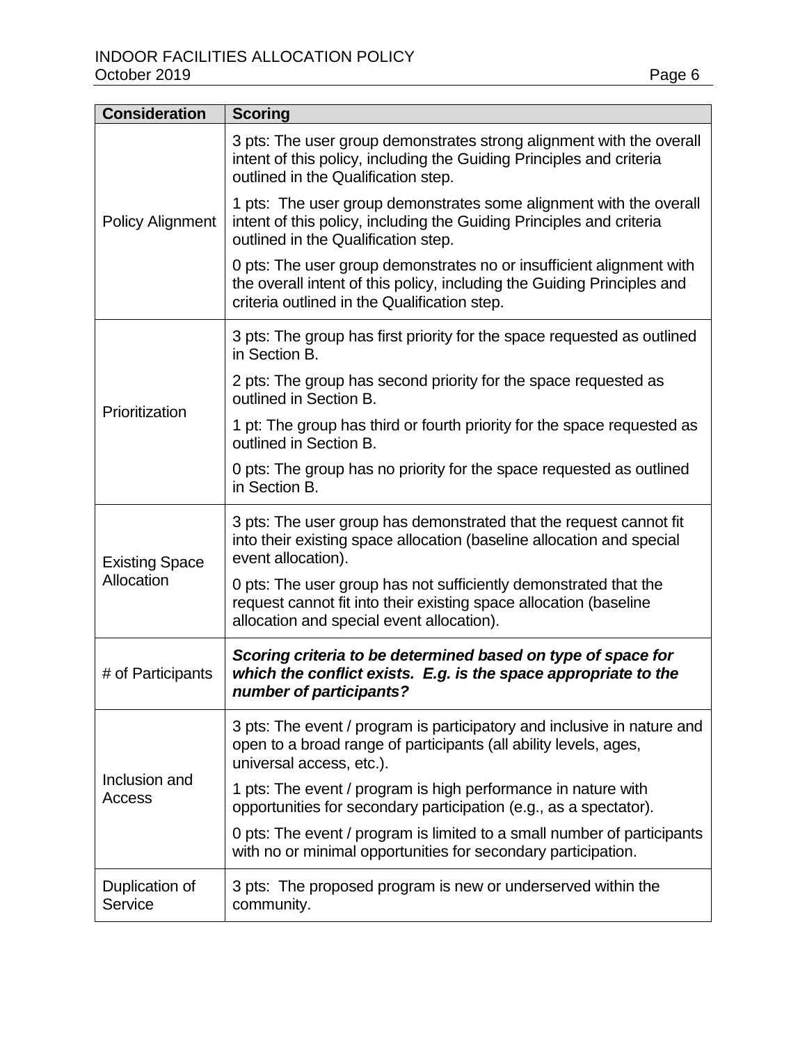| Consideration | Scoring |
|---|---|
| Policy Alignment | 3 pts: The user group demonstrates strong alignment with the overall intent of this policy, including the Guiding Principles and criteria outlined in the Qualification step.<br><br>1 pts: The user group demonstrates some alignment with the overall intent of this policy, including the Guiding Principles and criteria outlined in the Qualification step.<br><br>0 pts: The user group demonstrates no or insufficient alignment with the overall intent of this policy, including the Guiding Principles and criteria outlined in the Qualification step. |
| Prioritization | 3 pts: The group has first priority for the space requested as outlined in Section B.<br><br>2 pts: The group has second priority for the space requested as outlined in Section B.<br><br>1 pt: The group has third or fourth priority for the space requested as outlined in Section B.<br><br>0 pts: The group has no priority for the space requested as outlined in Section B. |
| Existing Space Allocation | 3 pts: The user group has demonstrated that the request cannot fit into their existing space allocation (baseline allocation and special event allocation).<br><br>0 pts: The user group has not sufficiently demonstrated that the request cannot fit into their existing space allocation (baseline allocation and special event allocation). |
| # of Participants | ***Scoring criteria to be determined based on type of space for which the conflict exists. E.g. is the space appropriate to the number of participants?*** |
| Inclusion and Access | 3 pts: The event / program is participatory and inclusive in nature and open to a broad range of participants (all ability levels, ages, universal access, etc.).<br><br>1 pts: The event / program is high performance in nature with opportunities for secondary participation (e.g., as a spectator).<br><br>0 pts: The event / program is limited to a small number of participants with no or minimal opportunities for secondary participation. |
| Duplication of Service | 3 pts: The proposed program is new or underserved within the community. |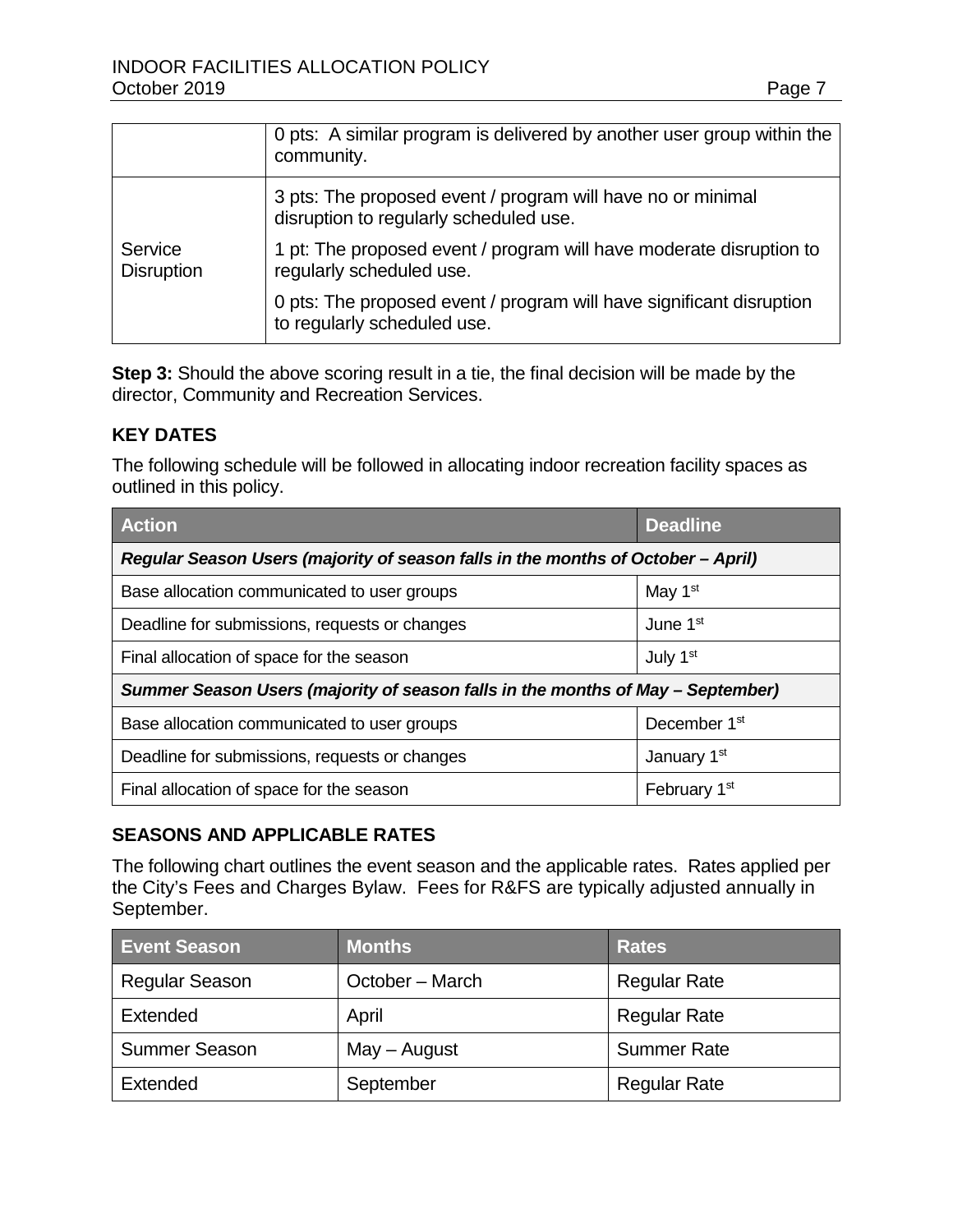| | |
|---|---|
| | 0 pts: A similar program is delivered by another user group within the community. |
| Service Disruption | 3 pts: The proposed event / program will have no or minimal disruption to regularly scheduled use.<br><br>1 pt: The proposed event / program will have moderate disruption to regularly scheduled use.<br><br>0 pts: The proposed event / program will have significant disruption to regularly scheduled use. |

**Step 3:** Should the above scoring result in a tie, the final decision will be made by the director, Community and Recreation Services.

## KEY DATES

The following schedule will be followed in allocating indoor recreation facility spaces as outlined in this policy.

| Action | Deadline |
|---|---|
| ***Regular Season Users (majority of season falls in the months of October – April)*** | |
| Base allocation communicated to user groups | May 1st |
| Deadline for submissions, requests or changes | June 1st |
| Final allocation of space for the season | July 1st |
| ***Summer Season Users (majority of season falls in the months of May – September)*** | |
| Base allocation communicated to user groups | December 1st |
| Deadline for submissions, requests or changes | January 1st |
| Final allocation of space for the season | February 1st |

## SEASONS AND APPLICABLE RATES

The following chart outlines the event season and the applicable rates. Rates applied per the City's Fees and Charges Bylaw. Fees for R&FS are typically adjusted annually in September.

| Event Season | Months | Rates |
|---|---|---|
| Regular Season | October – March | Regular Rate |
| Extended | April | Regular Rate |
| Summer Season | May – August | Summer Rate |
| Extended | September | Regular Rate |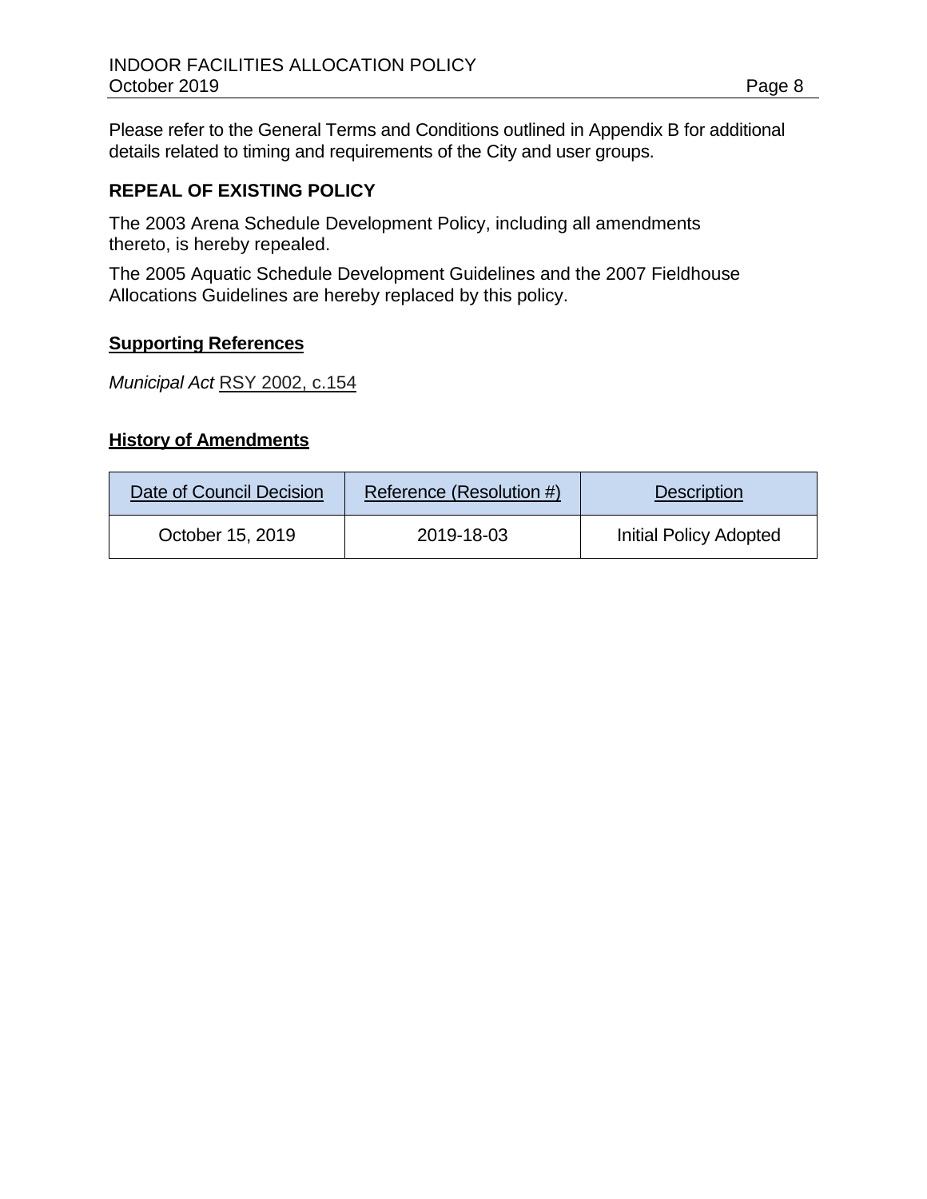Please refer to the General Terms and Conditions outlined in Appendix B for additional details related to timing and requirements of the City and user groups.

## REPEAL OF EXISTING POLICY

The 2003 Arena Schedule Development Policy, including all amendments thereto, is hereby repealed.

The 2005 Aquatic Schedule Development Guidelines and the 2007 Fieldhouse Allocations Guidelines are hereby replaced by this policy.

### Supporting References

*Municipal Act* RSY 2002, c.154

### History of Amendments

| Date of Council Decision | Reference (Resolution #) | Description |
|---|---|---|
| October 15, 2019 | 2019-18-03 | Initial Policy Adopted |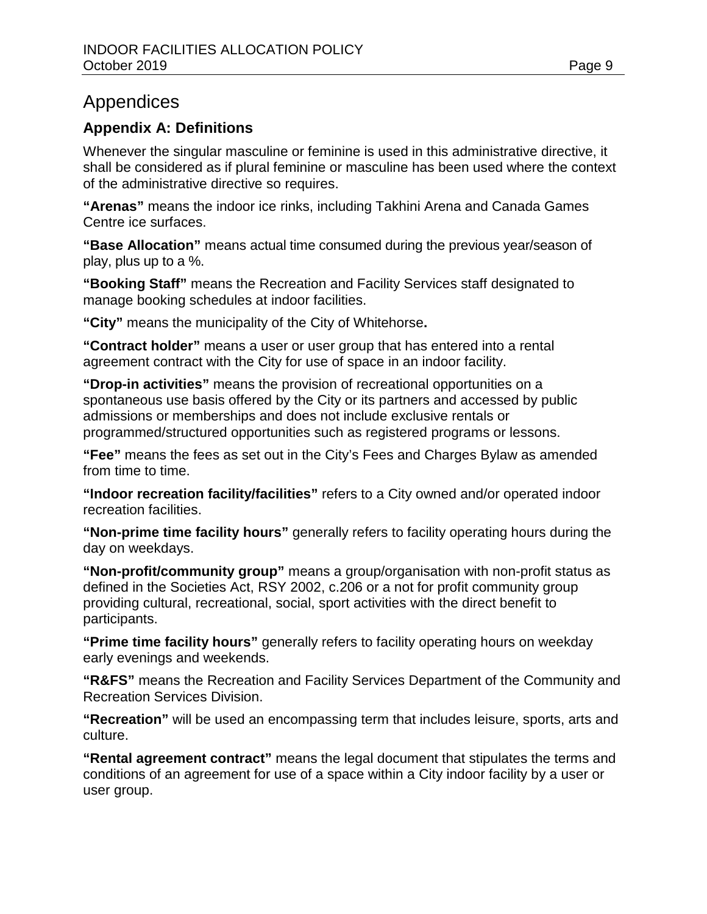# Appendices

## Appendix A: Definitions

Whenever the singular masculine or feminine is used in this administrative directive, it shall be considered as if plural feminine or masculine has been used where the context of the administrative directive so requires.

**"Arenas"** means the indoor ice rinks, including Takhini Arena and Canada Games Centre ice surfaces.

**"Base Allocation"** means actual time consumed during the previous year/season of play, plus up to a %.

**"Booking Staff"** means the Recreation and Facility Services staff designated to manage booking schedules at indoor facilities.

**"City"** means the municipality of the City of Whitehorse**.**

**"Contract holder"** means a user or user group that has entered into a rental agreement contract with the City for use of space in an indoor facility.

**"Drop-in activities"** means the provision of recreational opportunities on a spontaneous use basis offered by the City or its partners and accessed by public admissions or memberships and does not include exclusive rentals or programmed/structured opportunities such as registered programs or lessons.

**"Fee"** means the fees as set out in the City's Fees and Charges Bylaw as amended from time to time.

**"Indoor recreation facility/facilities"** refers to a City owned and/or operated indoor recreation facilities.

**"Non-prime time facility hours"** generally refers to facility operating hours during the day on weekdays.

**"Non-profit/community group"** means a group/organisation with non-profit status as defined in the Societies Act, RSY 2002, c.206 or a not for profit community group providing cultural, recreational, social, sport activities with the direct benefit to participants.

**"Prime time facility hours"** generally refers to facility operating hours on weekday early evenings and weekends.

**"R&FS"** means the Recreation and Facility Services Department of the Community and Recreation Services Division.

**"Recreation"** will be used an encompassing term that includes leisure, sports, arts and culture.

**"Rental agreement contract"** means the legal document that stipulates the terms and conditions of an agreement for use of a space within a City indoor facility by a user or user group.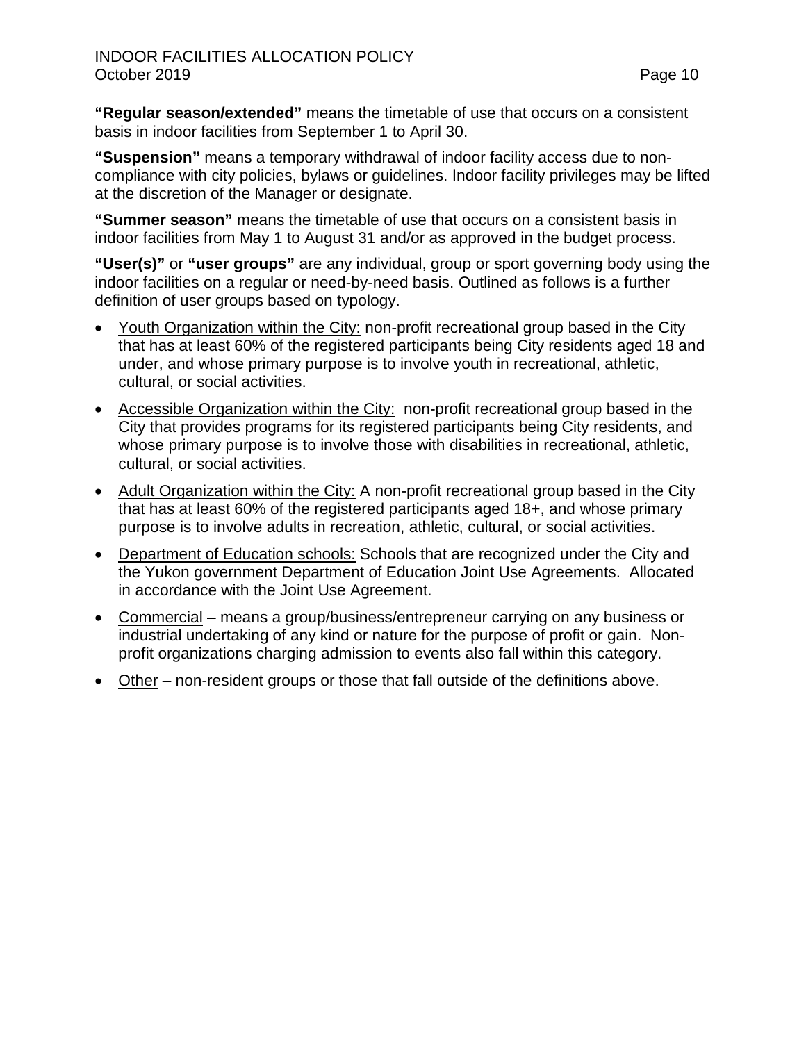**“Regular season/extended”** means the timetable of use that occurs on a consistent basis in indoor facilities from September 1 to April 30.

**“Suspension”** means a temporary withdrawal of indoor facility access due to non-compliance with city policies, bylaws or guidelines. Indoor facility privileges may be lifted at the discretion of the Manager or designate.

**“Summer season”** means the timetable of use that occurs on a consistent basis in indoor facilities from May 1 to August 31 and/or as approved in the budget process.

**“User(s)”** or **“user groups”** are any individual, group or sport governing body using the indoor facilities on a regular or need-by-need basis. Outlined as follows is a further definition of user groups based on typology.

- Youth Organization within the City: non-profit recreational group based in the City that has at least 60% of the registered participants being City residents aged 18 and under, and whose primary purpose is to involve youth in recreational, athletic, cultural, or social activities.
- Accessible Organization within the City: non-profit recreational group based in the City that provides programs for its registered participants being City residents, and whose primary purpose is to involve those with disabilities in recreational, athletic, cultural, or social activities.
- Adult Organization within the City: A non-profit recreational group based in the City that has at least 60% of the registered participants aged 18+, and whose primary purpose is to involve adults in recreation, athletic, cultural, or social activities.
- Department of Education schools: Schools that are recognized under the City and the Yukon government Department of Education Joint Use Agreements. Allocated in accordance with the Joint Use Agreement.
- Commercial – means a group/business/entrepreneur carrying on any business or industrial undertaking of any kind or nature for the purpose of profit or gain. Non-profit organizations charging admission to events also fall within this category.
- Other – non-resident groups or those that fall outside of the definitions above.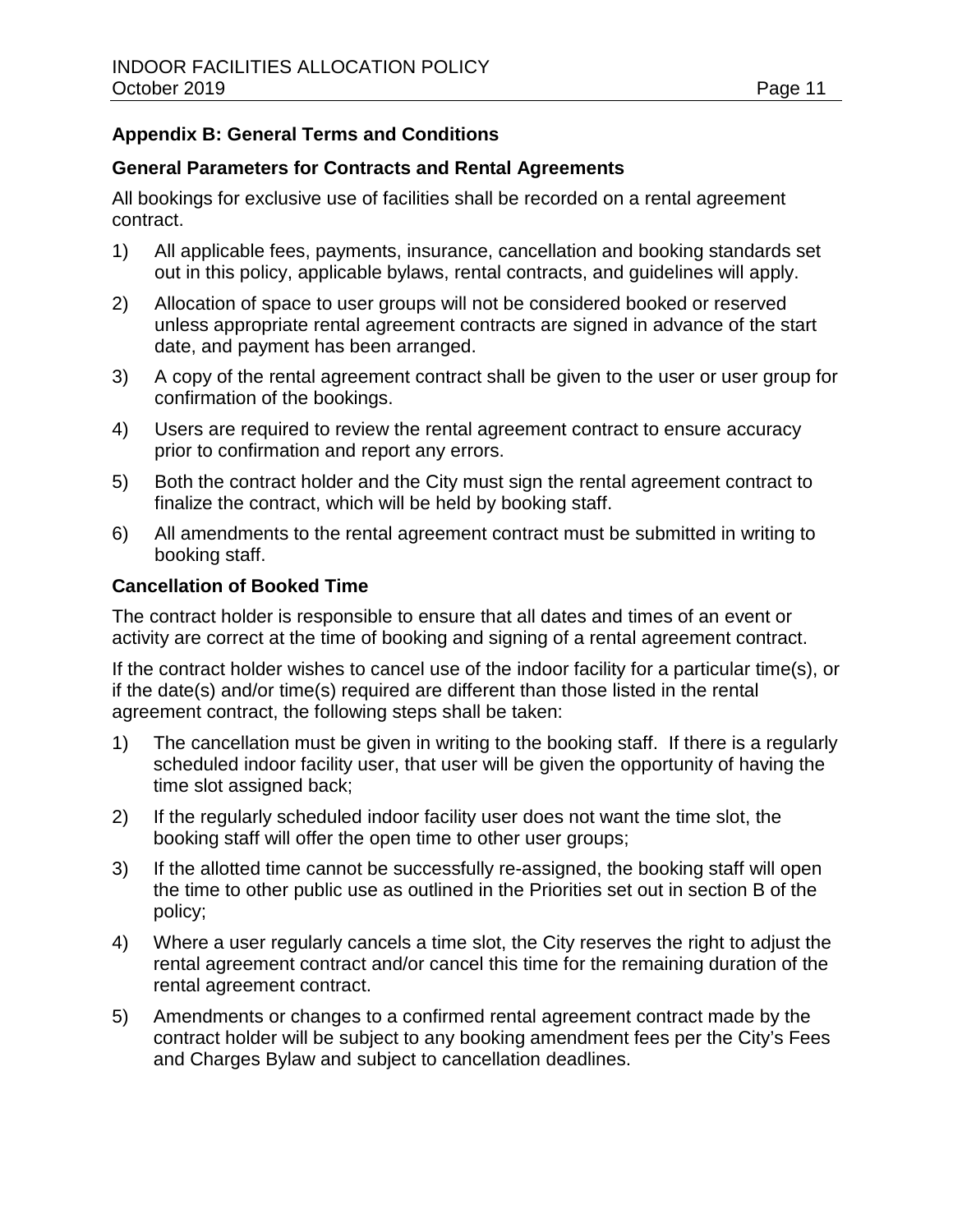## Appendix B: General Terms and Conditions

### General Parameters for Contracts and Rental Agreements

All bookings for exclusive use of facilities shall be recorded on a rental agreement contract.

1) All applicable fees, payments, insurance, cancellation and booking standards set out in this policy, applicable bylaws, rental contracts, and guidelines will apply.
2) Allocation of space to user groups will not be considered booked or reserved unless appropriate rental agreement contracts are signed in advance of the start date, and payment has been arranged.
3) A copy of the rental agreement contract shall be given to the user or user group for confirmation of the bookings.
4) Users are required to review the rental agreement contract to ensure accuracy prior to confirmation and report any errors.
5) Both the contract holder and the City must sign the rental agreement contract to finalize the contract, which will be held by booking staff.
6) All amendments to the rental agreement contract must be submitted in writing to booking staff.

### Cancellation of Booked Time

The contract holder is responsible to ensure that all dates and times of an event or activity are correct at the time of booking and signing of a rental agreement contract.

If the contract holder wishes to cancel use of the indoor facility for a particular time(s), or if the date(s) and/or time(s) required are different than those listed in the rental agreement contract, the following steps shall be taken:

1) The cancellation must be given in writing to the booking staff. If there is a regularly scheduled indoor facility user, that user will be given the opportunity of having the time slot assigned back;
2) If the regularly scheduled indoor facility user does not want the time slot, the booking staff will offer the open time to other user groups;
3) If the allotted time cannot be successfully re-assigned, the booking staff will open the time to other public use as outlined in the Priorities set out in section B of the policy;
4) Where a user regularly cancels a time slot, the City reserves the right to adjust the rental agreement contract and/or cancel this time for the remaining duration of the rental agreement contract.
5) Amendments or changes to a confirmed rental agreement contract made by the contract holder will be subject to any booking amendment fees per the City's Fees and Charges Bylaw and subject to cancellation deadlines.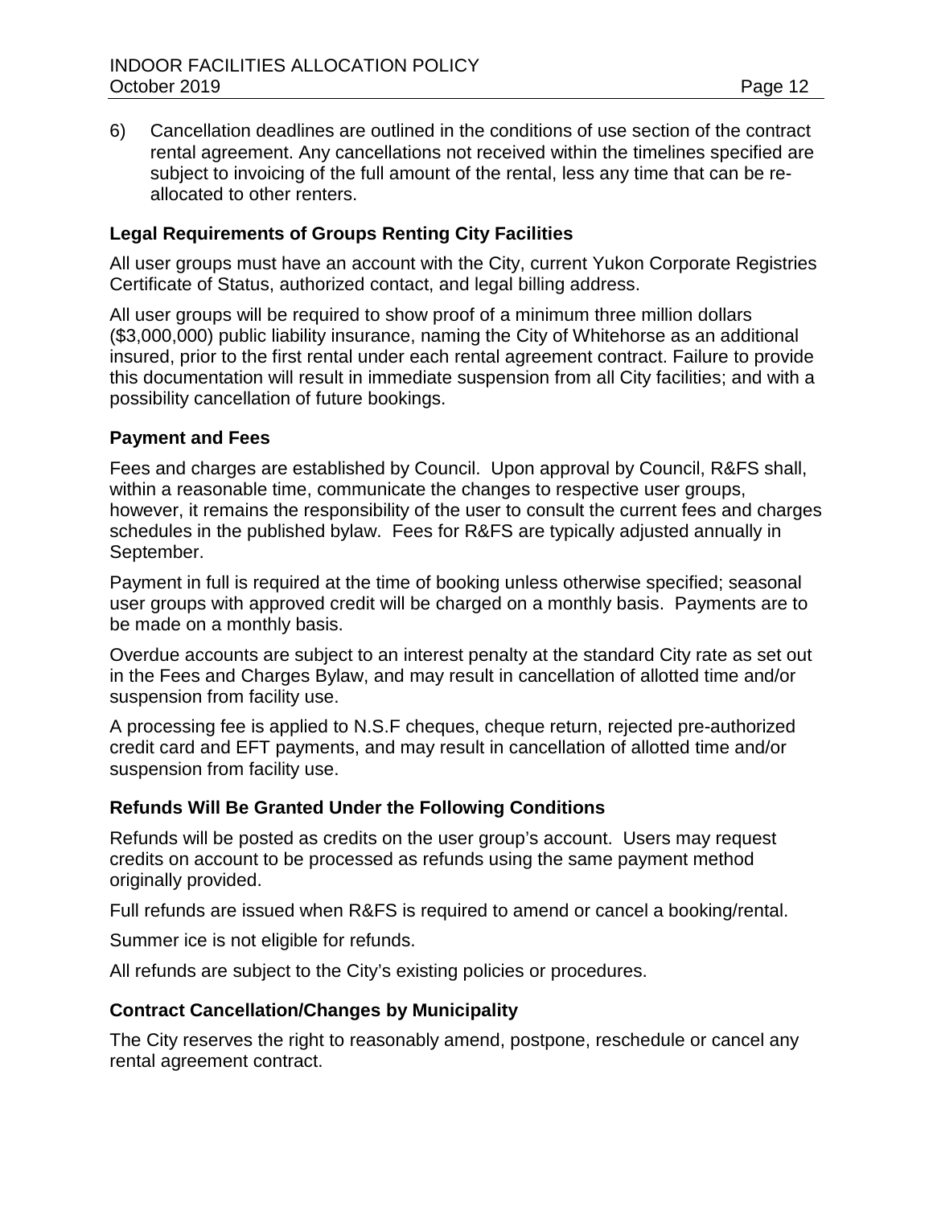6) Cancellation deadlines are outlined in the conditions of use section of the contract rental agreement. Any cancellations not received within the timelines specified are subject to invoicing of the full amount of the rental, less any time that can be re-allocated to other renters.

**Legal Requirements of Groups Renting City Facilities**

All user groups must have an account with the City, current Yukon Corporate Registries Certificate of Status, authorized contact, and legal billing address.

All user groups will be required to show proof of a minimum three million dollars ($3,000,000) public liability insurance, naming the City of Whitehorse as an additional insured, prior to the first rental under each rental agreement contract. Failure to provide this documentation will result in immediate suspension from all City facilities; and with a possibility cancellation of future bookings.

**Payment and Fees**

Fees and charges are established by Council. Upon approval by Council, R&FS shall, within a reasonable time, communicate the changes to respective user groups, however, it remains the responsibility of the user to consult the current fees and charges schedules in the published bylaw. Fees for R&FS are typically adjusted annually in September.

Payment in full is required at the time of booking unless otherwise specified; seasonal user groups with approved credit will be charged on a monthly basis. Payments are to be made on a monthly basis.

Overdue accounts are subject to an interest penalty at the standard City rate as set out in the Fees and Charges Bylaw, and may result in cancellation of allotted time and/or suspension from facility use.

A processing fee is applied to N.S.F cheques, cheque return, rejected pre-authorized credit card and EFT payments, and may result in cancellation of allotted time and/or suspension from facility use.

**Refunds Will Be Granted Under the Following Conditions**

Refunds will be posted as credits on the user group's account. Users may request credits on account to be processed as refunds using the same payment method originally provided.

Full refunds are issued when R&FS is required to amend or cancel a booking/rental.

Summer ice is not eligible for refunds.

All refunds are subject to the City's existing policies or procedures.

**Contract Cancellation/Changes by Municipality**

The City reserves the right to reasonably amend, postpone, reschedule or cancel any rental agreement contract.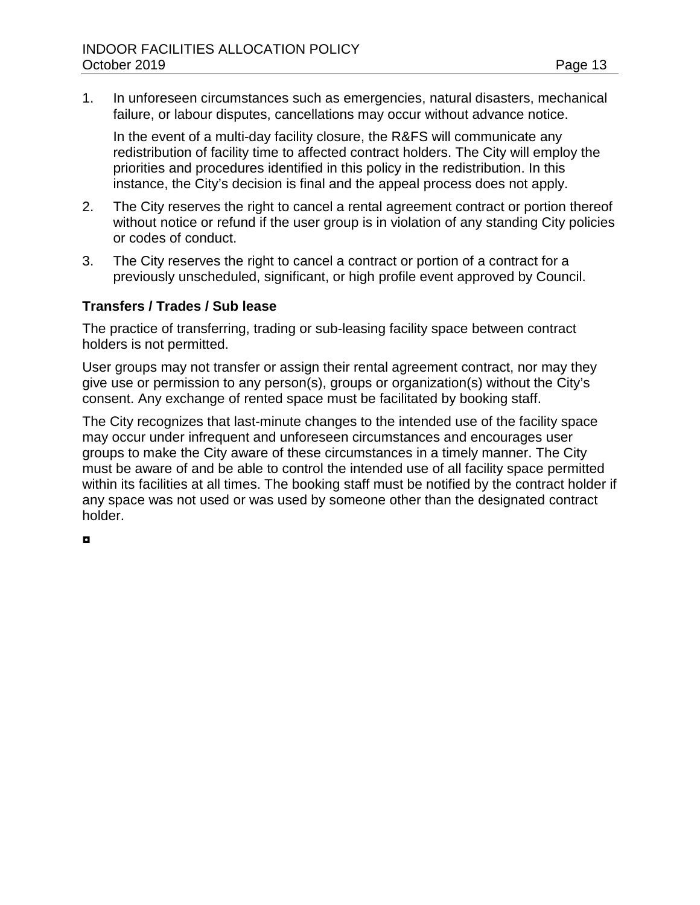1. In unforeseen circumstances such as emergencies, natural disasters, mechanical failure, or labour disputes, cancellations may occur without advance notice.

   In the event of a multi-day facility closure, the R&FS will communicate any redistribution of facility time to affected contract holders. The City will employ the priorities and procedures identified in this policy in the redistribution. In this instance, the City's decision is final and the appeal process does not apply.

2. The City reserves the right to cancel a rental agreement contract or portion thereof without notice or refund if the user group is in violation of any standing City policies or codes of conduct.

3. The City reserves the right to cancel a contract or portion of a contract for a previously unscheduled, significant, or high profile event approved by Council.

### Transfers / Trades / Sub lease

The practice of transferring, trading or sub-leasing facility space between contract holders is not permitted.

User groups may not transfer or assign their rental agreement contract, nor may they give use or permission to any person(s), groups or organization(s) without the City's consent. Any exchange of rented space must be facilitated by booking staff.

The City recognizes that last-minute changes to the intended use of the facility space may occur under infrequent and unforeseen circumstances and encourages user groups to make the City aware of these circumstances in a timely manner. The City must be aware of and be able to control the intended use of all facility space permitted within its facilities at all times. The booking staff must be notified by the contract holder if any space was not used or was used by someone other than the designated contract holder.

◘